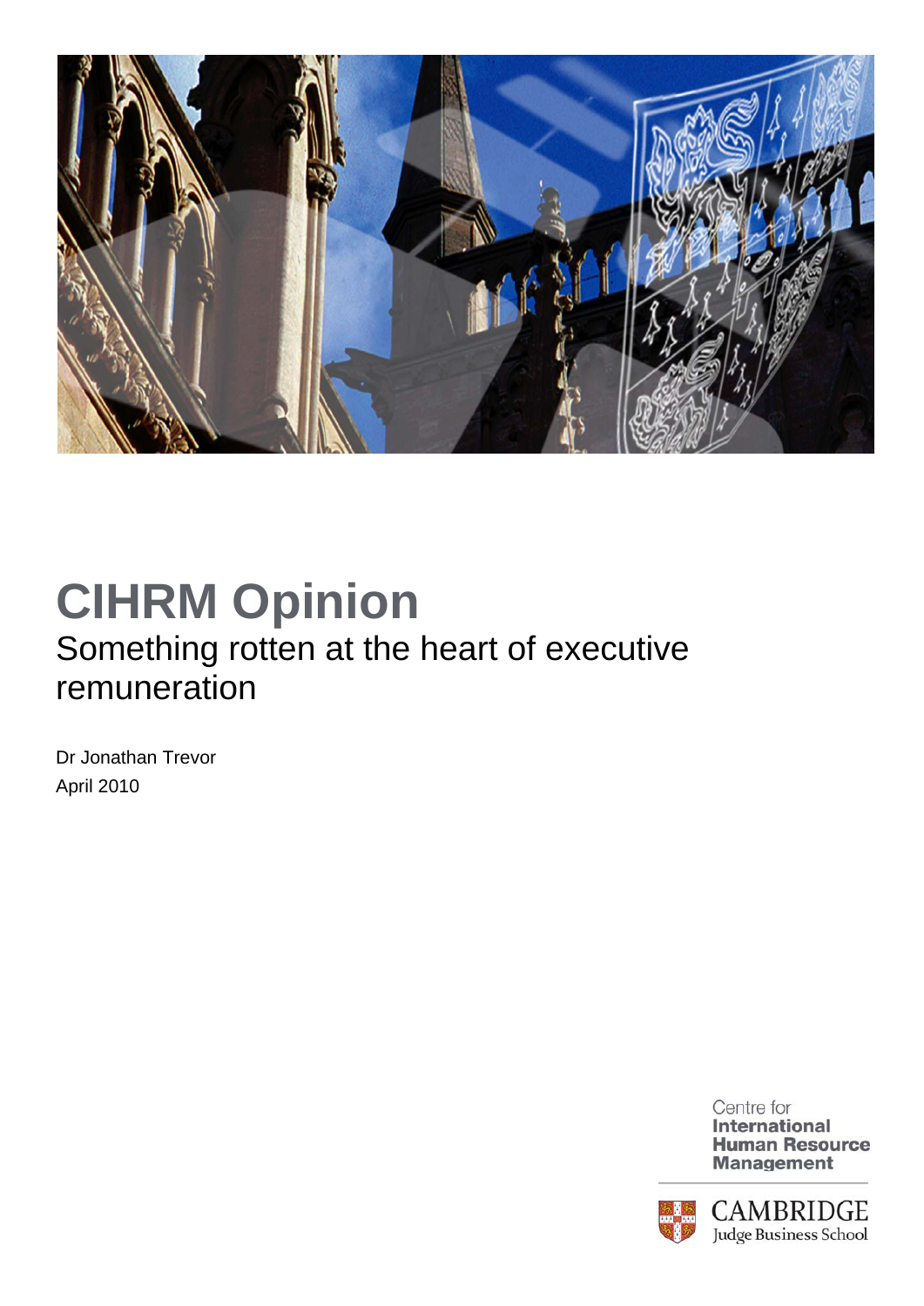# CIHRM Opinion

## Something rotten at the heart of executive remuneration

Dr Jonathan Trevor

April 2010

Centre for **International Human Resource Management**

CAMBRIDGE
Judge Business School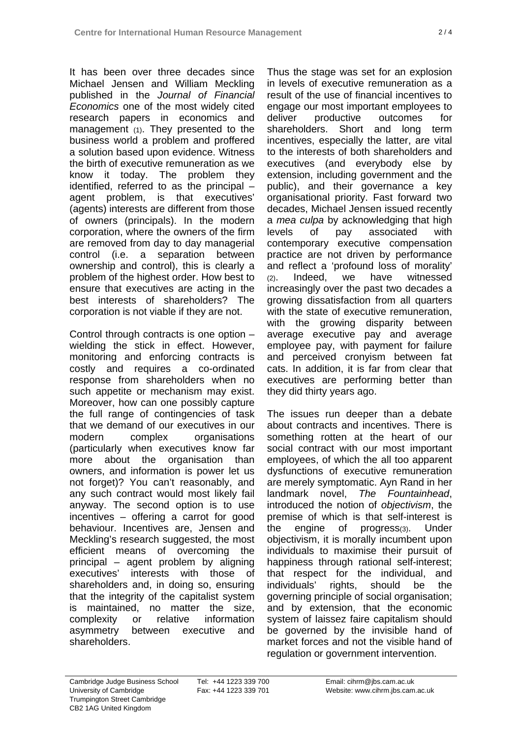It has been over three decades since Michael Jensen and William Meckling published in the *Journal of Financial Economics* one of the most widely cited research papers in economics and management (1). They presented to the business world a problem and proffered a solution based upon evidence. Witness the birth of executive remuneration as we know it today. The problem they identified, referred to as the principal – agent problem, is that executives' (agents) interests are different from those of owners (principals). In the modern corporation, where the owners of the firm are removed from day to day managerial control (i.e. a separation between ownership and control), this is clearly a problem of the highest order. How best to ensure that executives are acting in the best interests of shareholders? The corporation is not viable if they are not.

Control through contracts is one option – wielding the stick in effect. However, monitoring and enforcing contracts is costly and requires a co-ordinated response from shareholders when no such appetite or mechanism may exist. Moreover, how can one possibly capture the full range of contingencies of task that we demand of our executives in our modern complex organisations (particularly when executives know far more about the organisation than owners, and information is power let us not forget)? You can't reasonably, and any such contract would most likely fail anyway. The second option is to use incentives – offering a carrot for good behaviour. Incentives are, Jensen and Meckling's research suggested, the most efficient means of overcoming the principal – agent problem by aligning executives' interests with those of shareholders and, in doing so, ensuring that the integrity of the capitalist system is maintained, no matter the size, complexity or relative information asymmetry between executive and shareholders.

Thus the stage was set for an explosion in levels of executive remuneration as a result of the use of financial incentives to engage our most important employees to deliver productive outcomes for shareholders. Short and long term incentives, especially the latter, are vital to the interests of both shareholders and executives (and everybody else by extension, including government and the public), and their governance a key organisational priority. Fast forward two decades, Michael Jensen issued recently a *mea culpa* by acknowledging that high levels of pay associated with contemporary executive compensation practice are not driven by performance and reflect a 'profound loss of morality' (2). Indeed, we have witnessed increasingly over the past two decades a growing dissatisfaction from all quarters with the state of executive remuneration, with the growing disparity between average executive pay and average employee pay, with payment for failure and perceived cronyism between fat cats. In addition, it is far from clear that executives are performing better than they did thirty years ago.

The issues run deeper than a debate about contracts and incentives. There is something rotten at the heart of our social contract with our most important employees, of which the all too apparent dysfunctions of executive remuneration are merely symptomatic. Ayn Rand in her landmark novel, *The Fountainhead*, introduced the notion of *objectivism*, the premise of which is that self-interest is the engine of progress(3). Under objectivism, it is morally incumbent upon individuals to maximise their pursuit of happiness through rational self-interest; that respect for the individual, and individuals' rights, should be the governing principle of social organisation; and by extension, that the economic system of laissez faire capitalism should be governed by the invisible hand of market forces and not the visible hand of regulation or government intervention.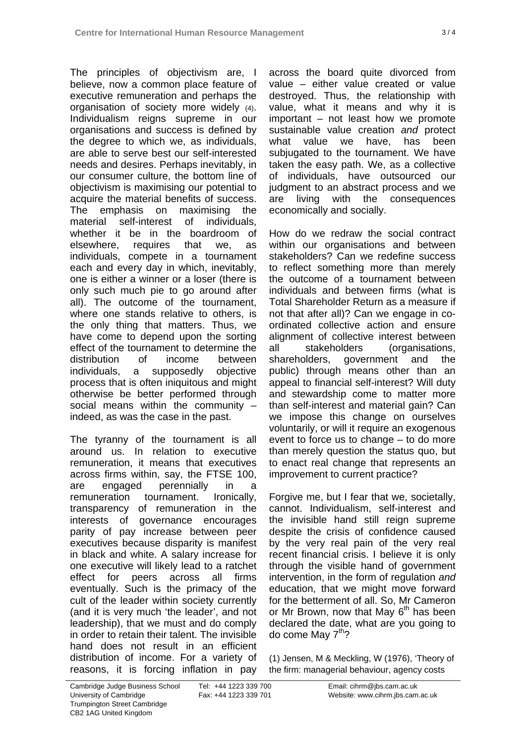The principles of objectivism are, I believe, now a common place feature of executive remuneration and perhaps the organisation of society more widely (4). Individualism reigns supreme in our organisations and success is defined by the degree to which we, as individuals, are able to serve best our self-interested needs and desires. Perhaps inevitably, in our consumer culture, the bottom line of objectivism is maximising our potential to acquire the material benefits of success. The emphasis on maximising the material self-interest of individuals, whether it be in the boardroom of elsewhere, requires that we, as individuals, compete in a tournament each and every day in which, inevitably, one is either a winner or a loser (there is only such much pie to go around after all). The outcome of the tournament, where one stands relative to others, is the only thing that matters. Thus, we have come to depend upon the sorting effect of the tournament to determine the distribution of income between individuals, a supposedly objective process that is often iniquitous and might otherwise be better performed through social means within the community – indeed, as was the case in the past.

The tyranny of the tournament is all around us. In relation to executive remuneration, it means that executives across firms within, say, the FTSE 100, are engaged perennially in a remuneration tournament. Ironically, transparency of remuneration in the interests of governance encourages parity of pay increase between peer executives because disparity is manifest in black and white. A salary increase for one executive will likely lead to a ratchet effect for peers across all firms eventually. Such is the primacy of the cult of the leader within society currently (and it is very much 'the leader', and not leadership), that we must and do comply in order to retain their talent. The invisible hand does not result in an efficient distribution of income. For a variety of reasons, it is forcing inflation in pay across the board quite divorced from value – either value created or value destroyed. Thus, the relationship with value, what it means and why it is important – not least how we promote sustainable value creation *and* protect what value we have, has been subjugated to the tournament. We have taken the easy path. We, as a collective of individuals, have outsourced our judgment to an abstract process and we are living with the consequences economically and socially.

How do we redraw the social contract within our organisations and between stakeholders? Can we redefine success to reflect something more than merely the outcome of a tournament between individuals and between firms (what is Total Shareholder Return as a measure if not that after all)? Can we engage in co-ordinated collective action and ensure alignment of collective interest between all stakeholders (organisations, shareholders, government and the public) through means other than an appeal to financial self-interest? Will duty and stewardship come to matter more than self-interest and material gain? Can we impose this change on ourselves voluntarily, or will it require an exogenous event to force us to change – to do more than merely question the status quo, but to enact real change that represents an improvement to current practice?

Forgive me, but I fear that we, societally, cannot. Individualism, self-interest and the invisible hand still reign supreme despite the crisis of confidence caused by the very real pain of the very real recent financial crisis. I believe it is only through the visible hand of government intervention, in the form of regulation *and* education, that we might move forward for the betterment of all. So, Mr Cameron or Mr Brown, now that May 6th has been declared the date, what are you going to do come May 7th?

(1) Jensen, M & Meckling, W (1976), 'Theory of the firm: managerial behaviour, agency costs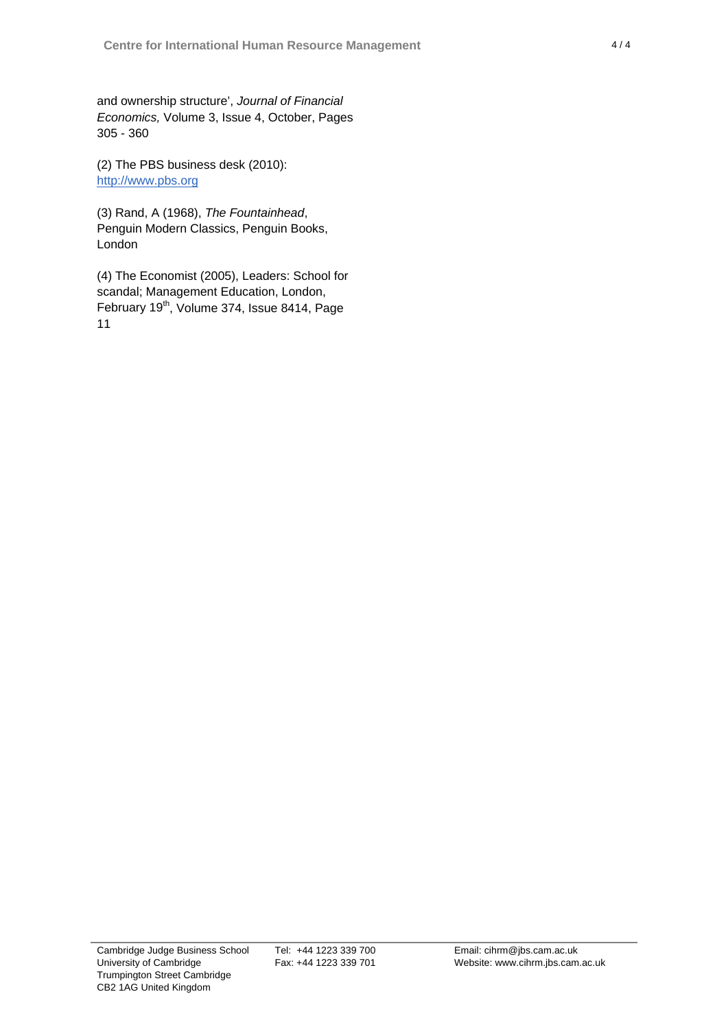and ownership structure', *Journal of Financial Economics,* Volume 3, Issue 4, October, Pages 305 - 360

(2) The PBS business desk (2010): http://www.pbs.org

(3) Rand, A (1968), *The Fountainhead*, Penguin Modern Classics, Penguin Books, London

(4) The Economist (2005), Leaders: School for scandal; Management Education, London, February 19th, Volume 374, Issue 8414, Page 11